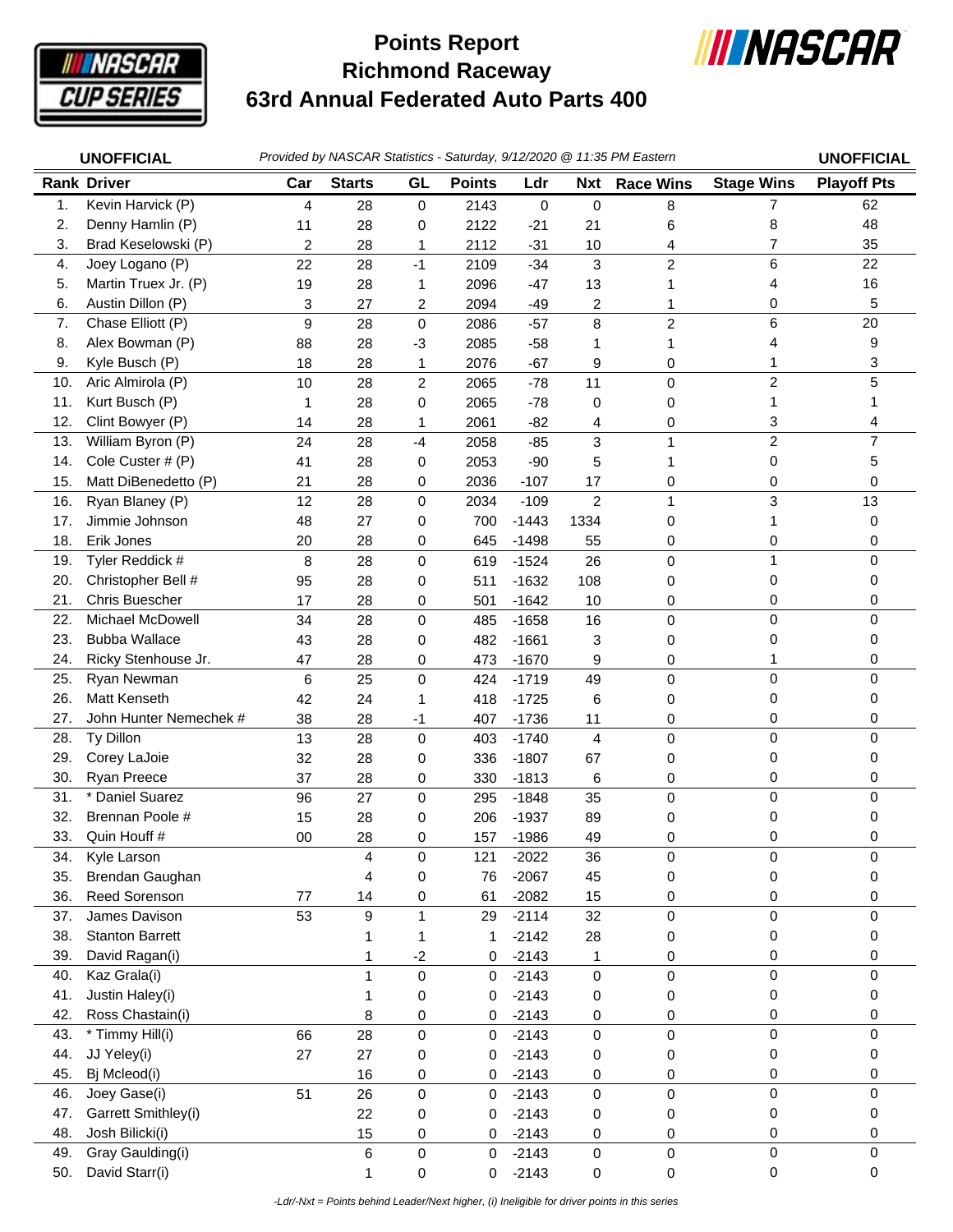# Points Report
# Richmond Raceway
# 63rd Annual Federated Auto Parts 400

**UNOFFICIAL** *Provided by NASCAR Statistics - Saturday, 9/12/2020 @ 11:35 PM Eastern* **UNOFFICIAL**

| Rank | Driver | Car | Starts | GL | Points | Ldr | Nxt | Race Wins | Stage Wins | Playoff Pts |
|---|---|---|---|---|---|---|---|---|---|---|
| 1. | Kevin Harvick (P) | 4 | 28 | 0 | 2143 | 0 | 0 | 8 | 7 | 62 |
| 2. | Denny Hamlin (P) | 11 | 28 | 0 | 2122 | -21 | 21 | 6 | 8 | 48 |
| 3. | Brad Keselowski (P) | 2 | 28 | 1 | 2112 | -31 | 10 | 4 | 7 | 35 |
| 4. | Joey Logano (P) | 22 | 28 | -1 | 2109 | -34 | 3 | 2 | 6 | 22 |
| 5. | Martin Truex Jr. (P) | 19 | 28 | 1 | 2096 | -47 | 13 | 1 | 4 | 16 |
| 6. | Austin Dillon (P) | 3 | 27 | 2 | 2094 | -49 | 2 | 1 | 0 | 5 |
| 7. | Chase Elliott (P) | 9 | 28 | 0 | 2086 | -57 | 8 | 2 | 6 | 20 |
| 8. | Alex Bowman (P) | 88 | 28 | -3 | 2085 | -58 | 1 | 1 | 4 | 9 |
| 9. | Kyle Busch (P) | 18 | 28 | 1 | 2076 | -67 | 9 | 0 | 1 | 3 |
| 10. | Aric Almirola (P) | 10 | 28 | 2 | 2065 | -78 | 11 | 0 | 2 | 5 |
| 11. | Kurt Busch (P) | 1 | 28 | 0 | 2065 | -78 | 0 | 0 | 1 | 1 |
| 12. | Clint Bowyer (P) | 14 | 28 | 1 | 2061 | -82 | 4 | 0 | 3 | 4 |
| 13. | William Byron (P) | 24 | 28 | -4 | 2058 | -85 | 3 | 1 | 2 | 7 |
| 14. | Cole Custer # (P) | 41 | 28 | 0 | 2053 | -90 | 5 | 1 | 0 | 5 |
| 15. | Matt DiBenedetto (P) | 21 | 28 | 0 | 2036 | -107 | 17 | 0 | 0 | 0 |
| 16. | Ryan Blaney (P) | 12 | 28 | 0 | 2034 | -109 | 2 | 1 | 3 | 13 |
| 17. | Jimmie Johnson | 48 | 27 | 0 | 700 | -1443 | 1334 | 0 | 1 | 0 |
| 18. | Erik Jones | 20 | 28 | 0 | 645 | -1498 | 55 | 0 | 0 | 0 |
| 19. | Tyler Reddick # | 8 | 28 | 0 | 619 | -1524 | 26 | 0 | 1 | 0 |
| 20. | Christopher Bell # | 95 | 28 | 0 | 511 | -1632 | 108 | 0 | 0 | 0 |
| 21. | Chris Buescher | 17 | 28 | 0 | 501 | -1642 | 10 | 0 | 0 | 0 |
| 22. | Michael McDowell | 34 | 28 | 0 | 485 | -1658 | 16 | 0 | 0 | 0 |
| 23. | Bubba Wallace | 43 | 28 | 0 | 482 | -1661 | 3 | 0 | 0 | 0 |
| 24. | Ricky Stenhouse Jr. | 47 | 28 | 0 | 473 | -1670 | 9 | 0 | 1 | 0 |
| 25. | Ryan Newman | 6 | 25 | 0 | 424 | -1719 | 49 | 0 | 0 | 0 |
| 26. | Matt Kenseth | 42 | 24 | 1 | 418 | -1725 | 6 | 0 | 0 | 0 |
| 27. | John Hunter Nemechek # | 38 | 28 | -1 | 407 | -1736 | 11 | 0 | 0 | 0 |
| 28. | Ty Dillon | 13 | 28 | 0 | 403 | -1740 | 4 | 0 | 0 | 0 |
| 29. | Corey LaJoie | 32 | 28 | 0 | 336 | -1807 | 67 | 0 | 0 | 0 |
| 30. | Ryan Preece | 37 | 28 | 0 | 330 | -1813 | 6 | 0 | 0 | 0 |
| 31. | * Daniel Suarez | 96 | 27 | 0 | 295 | -1848 | 35 | 0 | 0 | 0 |
| 32. | Brennan Poole # | 15 | 28 | 0 | 206 | -1937 | 89 | 0 | 0 | 0 |
| 33. | Quin Houff # | 00 | 28 | 0 | 157 | -1986 | 49 | 0 | 0 | 0 |
| 34. | Kyle Larson | | 4 | 0 | 121 | -2022 | 36 | 0 | 0 | 0 |
| 35. | Brendan Gaughan | | 4 | 0 | 76 | -2067 | 45 | 0 | 0 | 0 |
| 36. | Reed Sorenson | 77 | 14 | 0 | 61 | -2082 | 15 | 0 | 0 | 0 |
| 37. | James Davison | 53 | 9 | 1 | 29 | -2114 | 32 | 0 | 0 | 0 |
| 38. | Stanton Barrett | | 1 | 1 | 1 | -2142 | 28 | 0 | 0 | 0 |
| 39. | David Ragan(i) | | 1 | -2 | 0 | -2143 | 1 | 0 | 0 | 0 |
| 40. | Kaz Grala(i) | | 1 | 0 | 0 | -2143 | 0 | 0 | 0 | 0 |
| 41. | Justin Haley(i) | | 1 | 0 | 0 | -2143 | 0 | 0 | 0 | 0 |
| 42. | Ross Chastain(i) | | 8 | 0 | 0 | -2143 | 0 | 0 | 0 | 0 |
| 43. | * Timmy Hill(i) | 66 | 28 | 0 | 0 | -2143 | 0 | 0 | 0 | 0 |
| 44. | JJ Yeley(i) | 27 | 27 | 0 | 0 | -2143 | 0 | 0 | 0 | 0 |
| 45. | Bj Mcleod(i) | | 16 | 0 | 0 | -2143 | 0 | 0 | 0 | 0 |
| 46. | Joey Gase(i) | 51 | 26 | 0 | 0 | -2143 | 0 | 0 | 0 | 0 |
| 47. | Garrett Smithley(i) | | 22 | 0 | 0 | -2143 | 0 | 0 | 0 | 0 |
| 48. | Josh Bilicki(i) | | 15 | 0 | 0 | -2143 | 0 | 0 | 0 | 0 |
| 49. | Gray Gaulding(i) | | 6 | 0 | 0 | -2143 | 0 | 0 | 0 | 0 |
| 50. | David Starr(i) | | 1 | 0 | 0 | -2143 | 0 | 0 | 0 | 0 |

*-Ldr/-Nxt = Points behind Leader/Next higher, (i) Ineligible for driver points in this series*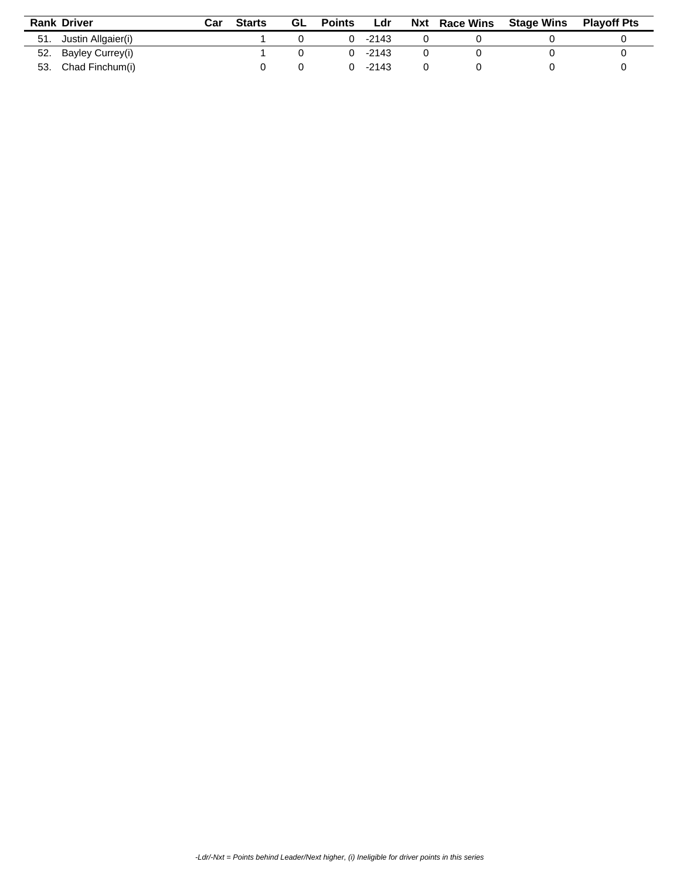| Rank | Driver | Car | Starts | GL | Points | Ldr | Nxt | Race Wins | Stage Wins | Playoff Pts |
|---|---|---|---|---|---|---|---|---|---|---|
| 51. | Justin Allgaier(i) | | 1 | 0 | 0 | -2143 | 0 | 0 | 0 | 0 |
| 52. | Bayley Currey(i) | | 1 | 0 | 0 | -2143 | 0 | 0 | 0 | 0 |
| 53. | Chad Finchum(i) | | 0 | 0 | 0 | -2143 | 0 | 0 | 0 | 0 |

*-Ldr/-Nxt = Points behind Leader/Next higher, (i) Ineligible for driver points in this series*